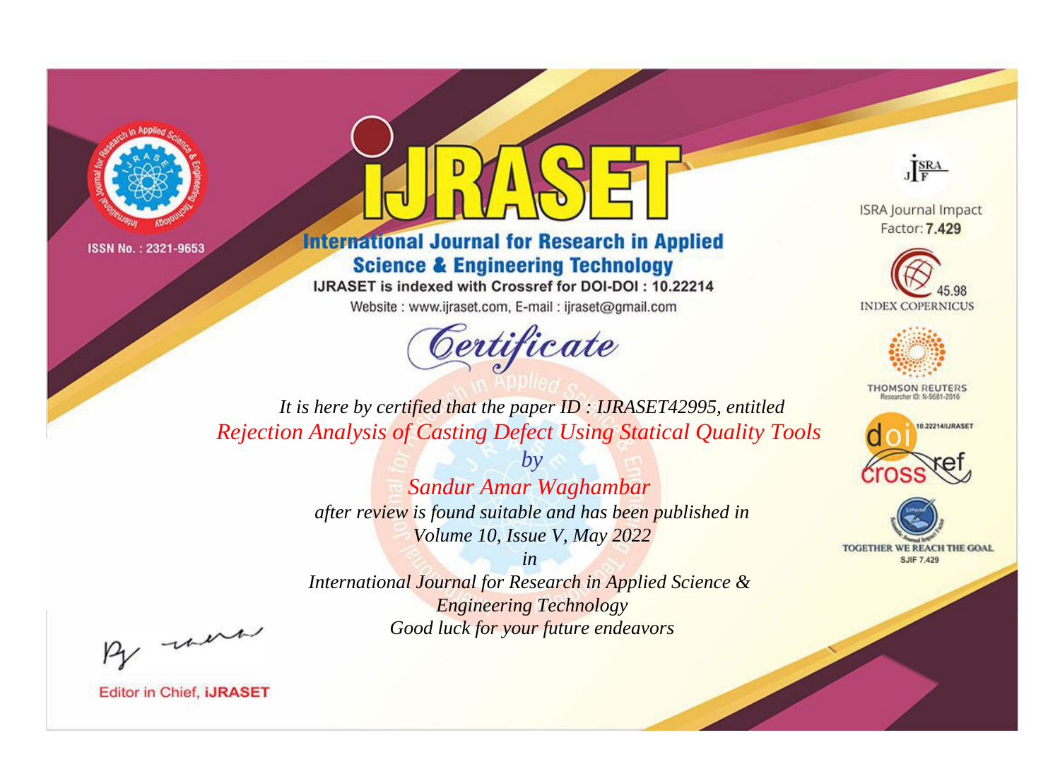ISSN No. : 2321-9653

# iJRASET

## International Journal for Research in Applied Science & Engineering Technology

IJRASET is indexed with Crossref for DOI-DOI : 10.22214

Website : www.ijraset.com, E-mail : ijraset@gmail.com

# Certificate

*It is here by certified that the paper ID : IJRASET42995, entitled*

*Rejection Analysis of Casting Defect Using Statical Quality Tools*

*by*

*Sandur Amar Waghambar*

*after review is found suitable and has been published in*

*Volume 10, Issue V, May 2022*

*in*

*International Journal for Research in Applied Science & Engineering Technology*

*Good luck for your future endeavors*

ISRA Journal Impact Factor: **7.429**

45.98 INDEX COPERNICUS

THOMSON REUTERS Researcher ID: N-9681-2016

10.22214/IJRASET

TOGETHER WE REACH THE GOAL SJIF 7.429

Editor in Chief, **iJRASET**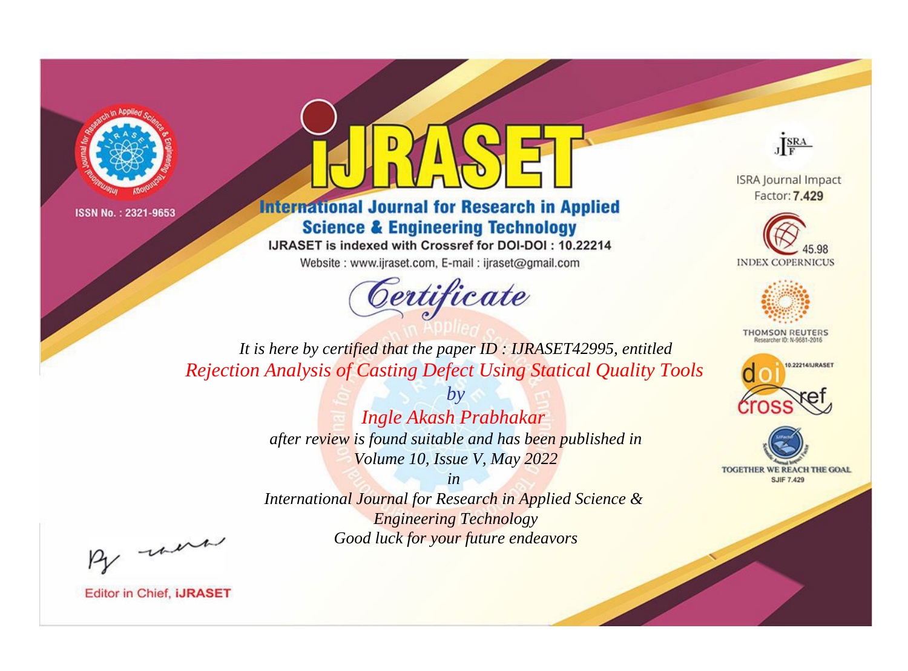ISSN No. : 2321-9653

# IJRASET

## International Journal for Research in Applied Science & Engineering Technology

IJRASET is indexed with Crossref for DOI-DOI : 10.22214

Website : www.ijraset.com, E-mail : ijraset@gmail.com

ISRA Journal Impact Factor: **7.429**

45.98 INDEX COPERNICUS

THOMSON REUTERS Researcher ID: N-9681-2016

10.22214/IJRASET

TOGETHER WE REACH THE GOAL SJIF 7.429

*Certificate*

*It is here by certified that the paper ID : IJRASET42995, entitled*

*Rejection Analysis of Casting Defect Using Statical Quality Tools*

*by*

*Ingle Akash Prabhakar*

*after review is found suitable and has been published in*

*Volume 10, Issue V, May 2022*

*in*

*International Journal for Research in Applied Science & Engineering Technology*

*Good luck for your future endeavors*

Editor in Chief, **iJRASET**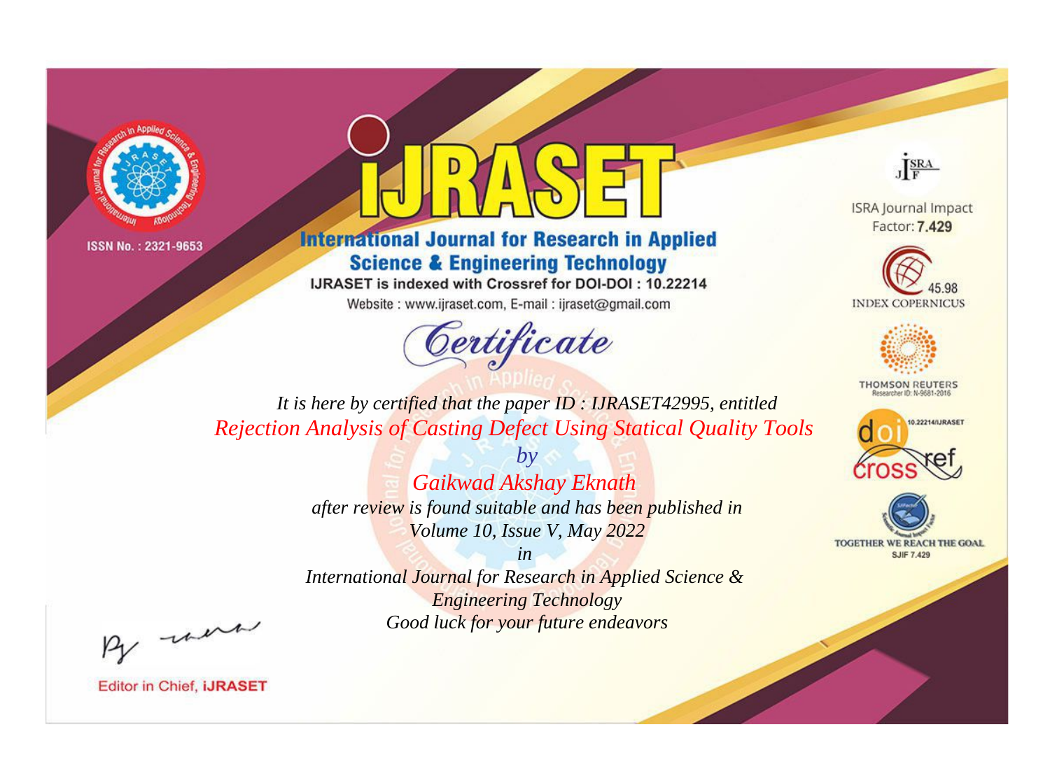ISSN No. : 2321-9653

# iJRASET

## International Journal for Research in Applied Science & Engineering Technology

IJRASET is indexed with Crossref for DOI-DOI : 10.22214

Website : www.ijraset.com, E-mail : ijraset@gmail.com

ISRA Journal Impact Factor: **7.429**

45.98 INDEX COPERNICUS

THOMSON REUTERS Researcher ID: N-9681-2016

10.22214/IJRASET

TOGETHER WE REACH THE GOAL SJIF 7.429

# *Certificate*

*It is here by certified that the paper ID : IJRASET42995, entitled*

*Rejection Analysis of Casting Defect Using Statical Quality Tools*

*by*

*Gaikwad Akshay Eknath*

*after review is found suitable and has been published in*

*Volume 10, Issue V, May 2022*

*in*

*International Journal for Research in Applied Science & Engineering Technology*

*Good luck for your future endeavors*

Editor in Chief, **iJRASET**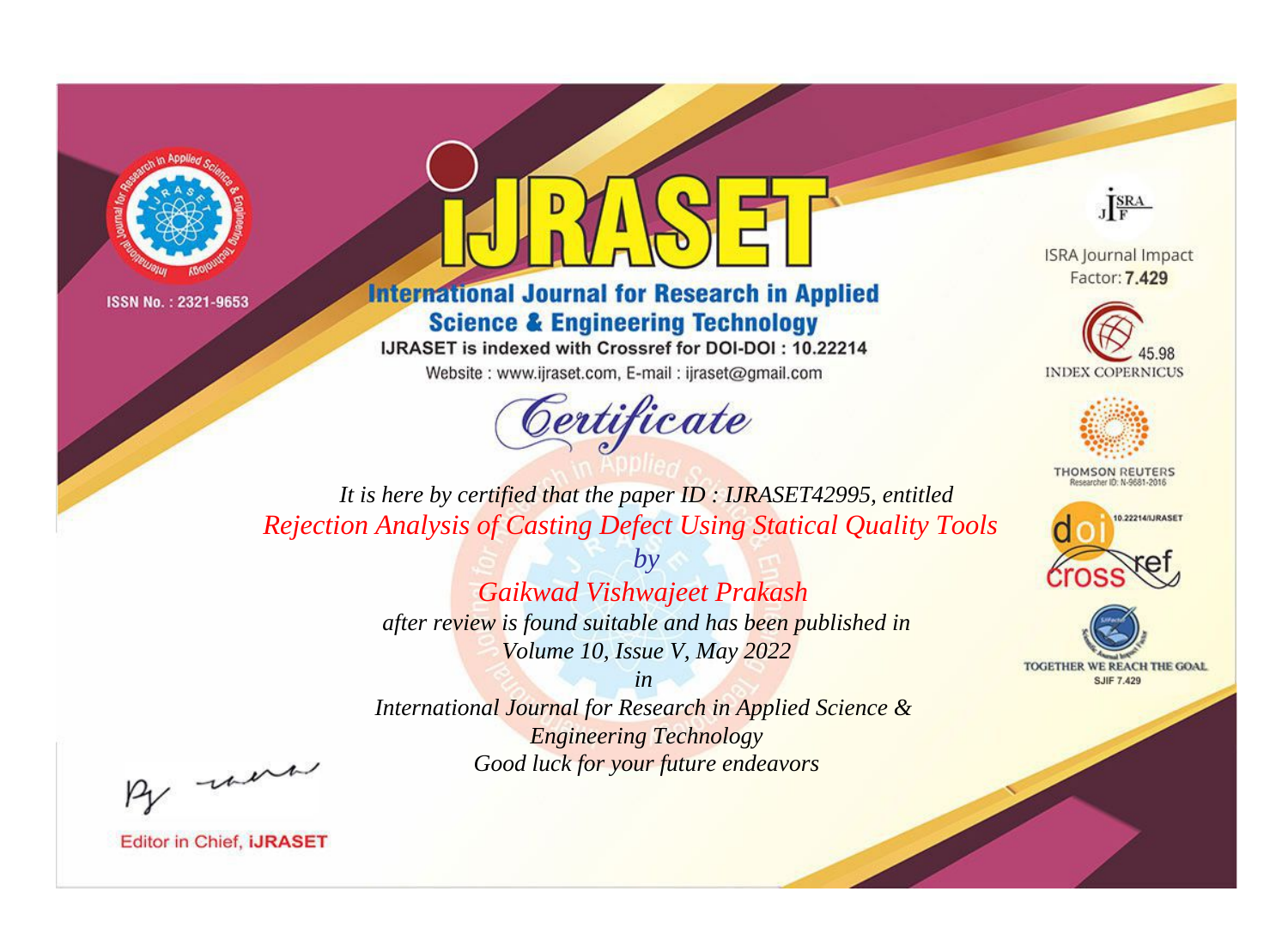ISSN No. : 2321-9653

# iJRASET

**International Journal for Research in Applied Science & Engineering Technology**

IJRASET is indexed with Crossref for DOI-DOI : 10.22214

Website : www.ijraset.com, E-mail : ijraset@gmail.com

ISRA Journal Impact Factor: **7.429**

45.98 INDEX COPERNICUS

THOMSON REUTERS Researcher ID: N-9681-2016

10.22214/IJRASET

TOGETHER WE REACH THE GOAL SJIF 7.429

## Certificate

*It is here by certified that the paper ID : IJRASET42995, entitled*

*Rejection Analysis of Casting Defect Using Statical Quality Tools*

*by*

*Gaikwad Vishwajeet Prakash*

*after review is found suitable and has been published in*

*Volume 10, Issue V, May 2022*

*in*

*International Journal for Research in Applied Science & Engineering Technology*

*Good luck for your future endeavors*

Editor in Chief, **iJRASET**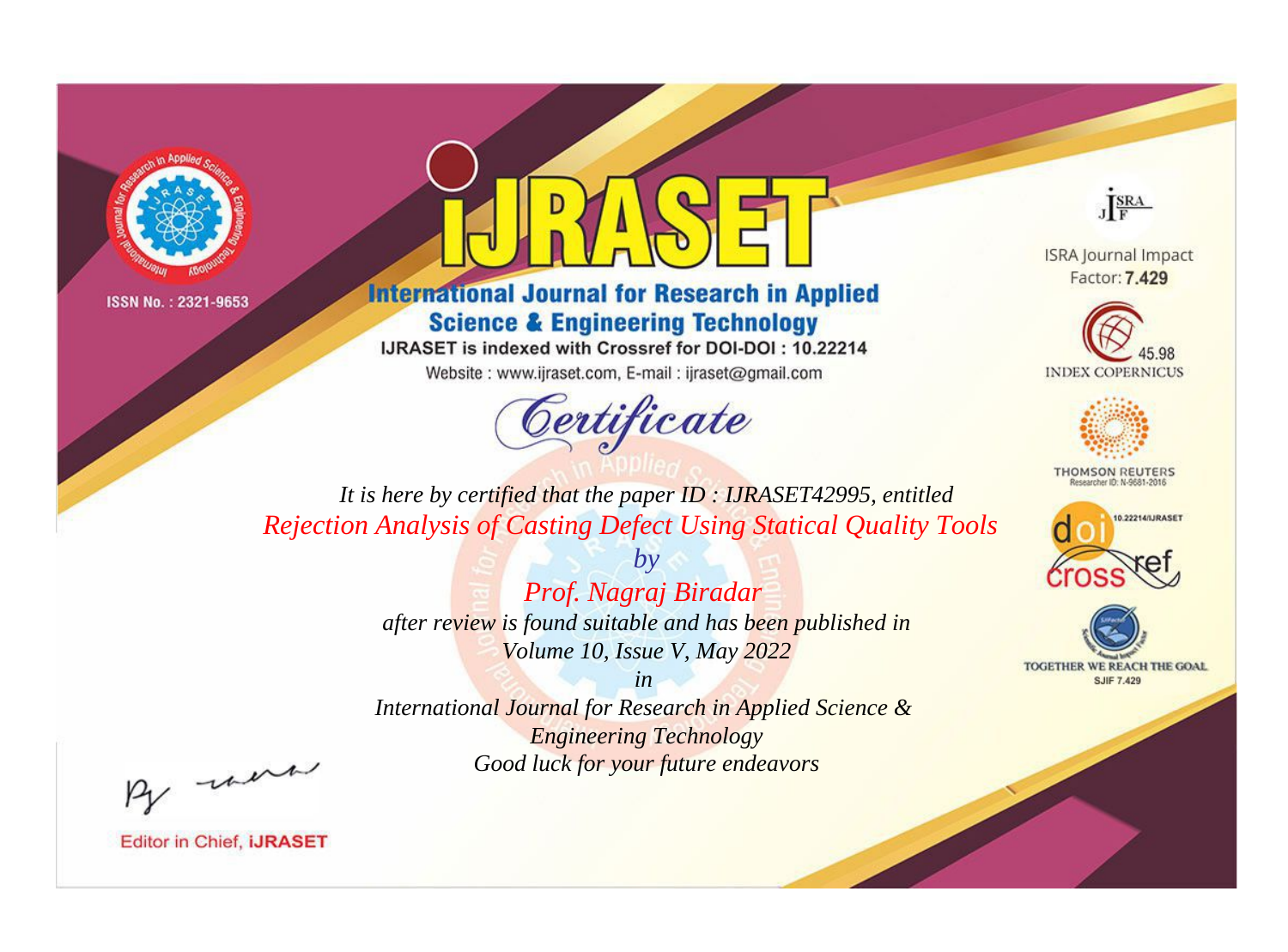ISSN No. : 2321-9653

# IJRASET

## International Journal for Research in Applied Science & Engineering Technology

IJRASET is indexed with Crossref for DOI-DOI : 10.22214

Website : www.ijraset.com, E-mail : ijraset@gmail.com

ISRA Journal Impact Factor: **7.429**

45.98 INDEX COPERNICUS

THOMSON REUTERS Researcher ID: N-9681-2016

10.22214/IJRASET

TOGETHER WE REACH THE GOAL SJIF 7.429

*Certificate*

*It is here by certified that the paper ID : IJRASET42995, entitled*

*Rejection Analysis of Casting Defect Using Statical Quality Tools*

*by*

*Prof. Nagraj Biradar*

*after review is found suitable and has been published in*

*Volume 10, Issue V, May 2022*

*in*

*International Journal for Research in Applied Science & Engineering Technology*

*Good luck for your future endeavors*

Editor in Chief, **iJRASET**